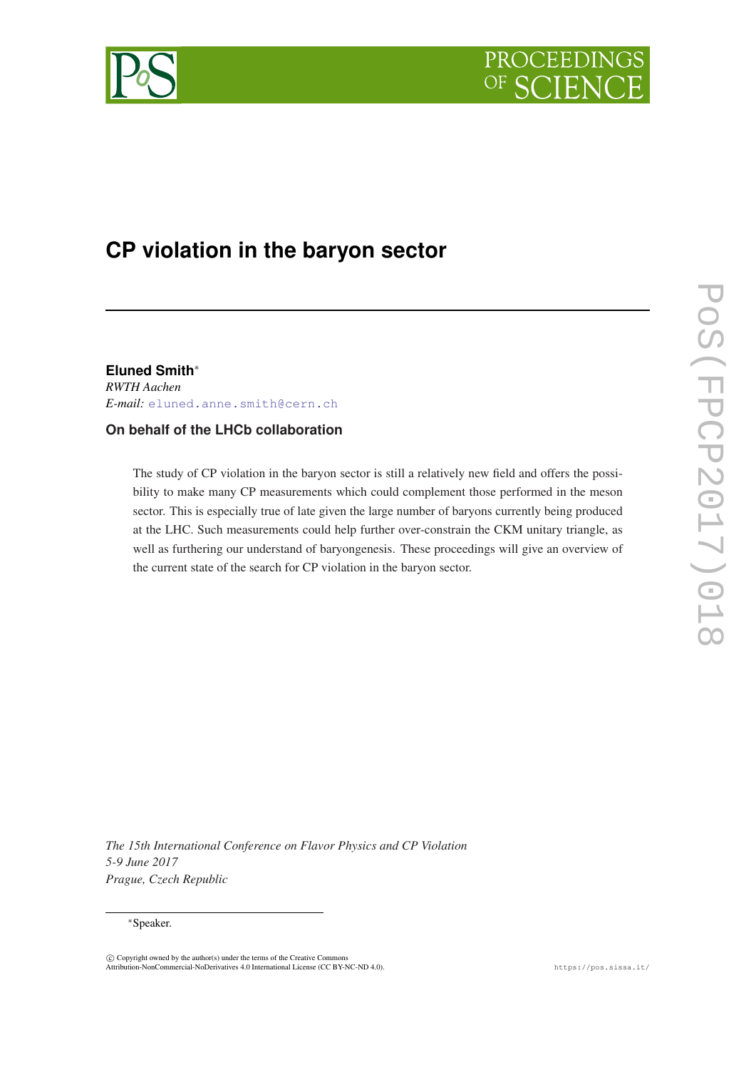# CP violation in the baryon sector

**Eluned Smith***
*RWTH Aachen*
*E-mail:* eluned.anne.smith@cern.ch

**On behalf of the LHCb collaboration**

The study of CP violation in the baryon sector is still a relatively new field and offers the possibility to make many CP measurements which could complement those performed in the meson sector. This is especially true of late given the large number of baryons currently being produced at the LHC. Such measurements could help further over-constrain the CKM unitary triangle, as well as furthering our understand of baryongenesis. These proceedings will give an overview of the current state of the search for CP violation in the baryon sector.

*The 15th International Conference on Flavor Physics and CP Violation*
*5-9 June 2017*
*Prague, Czech Republic*

*Speaker.

© Copyright owned by the author(s) under the terms of the Creative Commons Attribution-NonCommercial-NoDerivatives 4.0 International License (CC BY-NC-ND 4.0).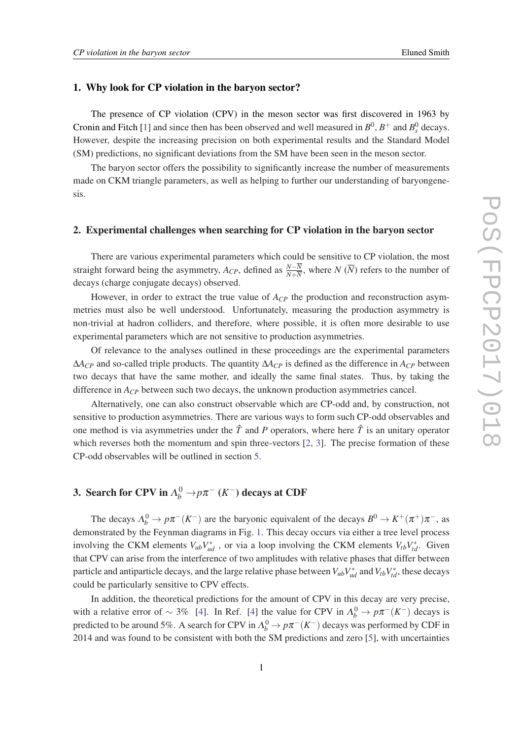## 1. Why look for CP violation in the baryon sector?

The presence of CP violation (CPV) in the meson sector was first discovered in 1963 by Cronin and Fitch [1] and since then has been observed and well measured in $B^0$, $B^+$ and $B_s^0$ decays. However, despite the increasing precision on both experimental results and the Standard Model (SM) predictions, no significant deviations from the SM have been seen in the meson sector.

The baryon sector offers the possibility to significantly increase the number of measurements made on CKM triangle parameters, as well as helping to further our understanding of baryongenesis.

## 2. Experimental challenges when searching for CP violation in the baryon sector

There are various experimental parameters which could be sensitive to CP violation, the most straight forward being the asymmetry, $A_{CP}$, defined as $\frac{N-\overline{N}}{N+\overline{N}}$, where $N$ ($\overline{N}$) refers to the number of decays (charge conjugate decays) observed.

However, in order to extract the true value of $A_{CP}$ the production and reconstruction asymmetries must also be well understood. Unfortunately, measuring the production asymmetry is non-trivial at hadron colliders, and therefore, where possible, it is often more desirable to use experimental parameters which are not sensitive to production asymmetries.

Of relevance to the analyses outlined in these proceedings are the experimental parameters $\Delta A_{CP}$ and so-called triple products. The quantity $\Delta A_{CP}$ is defined as the difference in $A_{CP}$ between two decays that have the same mother, and ideally the same final states. Thus, by taking the difference in $A_{CP}$ between such two decays, the unknown production asymmetries cancel.

Alternatively, one can also construct observable which are CP-odd and, by construction, not sensitive to production asymmetries. There are various ways to form such CP-odd observables and one method is via asymmetries under the $\hat{T}$ and $P$ operators, where here $\hat{T}$ is an unitary operator which reverses both the momentum and spin three-vectors [2, 3]. The precise formation of these CP-odd observables will be outlined in section 5.

## 3. Search for CPV in $\Lambda_b^0 \to p\pi^-$ ($K^-$) decays at CDF

The decays $\Lambda_b^0 \to p\pi^-(K^-)$ are the baryonic equivalent of the decays $B^0 \to K^+(\pi^+)\pi^-$, as demonstrated by the Feynman diagrams in Fig. 1. This decay occurs via either a tree level process involving the CKM elements $V_{ub}V_{ud}^*$ , or via a loop involving the CKM elements $V_{tb}V_{td}^*$. Given that CPV can arise from the interference of two amplitudes with relative phases that differ between particle and antiparticle decays, and the large relative phase between $V_{ub}V_{ud}^*$ and $V_{tb}V_{td}^*$, these decays could be particularly sensitive to CPV effects.

In addition, the theoretical predictions for the amount of CPV in this decay are very precise, with a relative error of $\sim 3\%$ [4]. In Ref. [4] the value for CPV in $\Lambda_b^0 \to p\pi^-(K^-)$ decays is predicted to be around 5%. A search for CPV in $\Lambda_b^0 \to p\pi^-(K^-)$ decays was performed by CDF in 2014 and was found to be consistent with both the SM predictions and zero [5], with uncertainties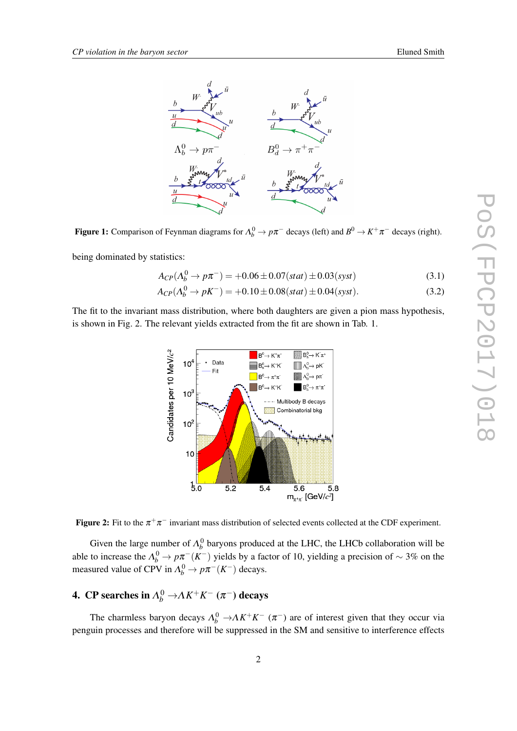**Figure 1:** Comparison of Feynman diagrams for $\Lambda_b^0 \to p\pi^-$ decays (left) and $B^0 \to K^+\pi^-$ decays (right).

being dominated by statistics:

$$A_{CP}(\Lambda_b^0 \to p\pi^-) = +0.06 \pm 0.07(stat) \pm 0.03(syst) \tag{3.1}$$

$$A_{CP}(\Lambda_b^0 \to pK^-) = +0.10 \pm 0.08(stat) \pm 0.04(syst). \tag{3.2}$$

The fit to the invariant mass distribution, where both daughters are given a pion mass hypothesis, is shown in Fig. 2. The relevant yields extracted from the fit are shown in Tab. 1.

**Figure 2:** Fit to the $\pi^+\pi^-$ invariant mass distribution of selected events collected at the CDF experiment.

Given the large number of $\Lambda_b^0$ baryons produced at the LHC, the LHCb collaboration will be able to increase the $\Lambda_b^0 \to p\pi^-(K^-)$ yields by a factor of 10, yielding a precision of $\sim 3\%$ on the measured value of CPV in $\Lambda_b^0 \to p\pi^-(K^-)$ decays.

## 4. CP searches in $\Lambda_b^0 \to \Lambda K^+K^-$ ($\pi^-$) decays

The charmless baryon decays $\Lambda_b^0 \to \Lambda K^+K^-$ ($\pi^-$) are of interest given that they occur via penguin processes and therefore will be suppressed in the SM and sensitive to interference effects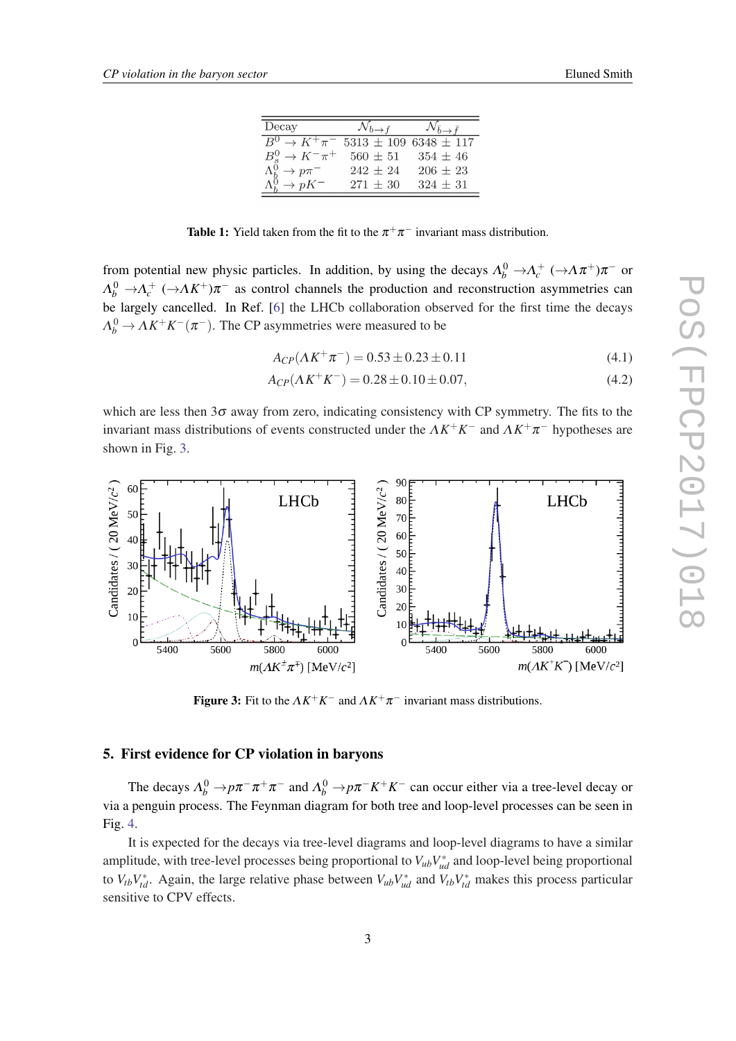| Decay | $N_{b\to f}$ | $N_{\bar{b}\to \bar{f}}$ |
|---|---|---|
| $B^0 \to K^+\pi^-$ | $5313 \pm 109$ | $6348 \pm 117$ |
| $B_s^0 \to K^-\pi^+$ | $560 \pm 51$ | $354 \pm 46$ |
| $\Lambda_b^0 \to p\pi^-$ | $242 \pm 24$ | $206 \pm 23$ |
| $\Lambda_b^0 \to pK^-$ | $271 \pm 30$ | $324 \pm 31$ |

**Table 1:** Yield taken from the fit to the $\pi^+\pi^-$ invariant mass distribution.

from potential new physic particles. In addition, by using the decays $\Lambda_b^0 \to \Lambda_c^+ (\to \Lambda\pi^+)\pi^-$ or $\Lambda_b^0 \to \Lambda_c^+ (\to \Lambda K^+)\pi^-$ as control channels the production and reconstruction asymmetries can be largely cancelled. In Ref. [6] the LHCb collaboration observed for the first time the decays $\Lambda_b^0 \to \Lambda K^+K^-(\pi^-)$. The CP asymmetries were measured to be

$$A_{CP}(\Lambda K^+\pi^-) = 0.53 \pm 0.23 \pm 0.11 \tag{4.1}$$

$$A_{CP}(\Lambda K^+K^-) = 0.28 \pm 0.10 \pm 0.07, \tag{4.2}$$

which are less then $3\sigma$ away from zero, indicating consistency with CP symmetry. The fits to the invariant mass distributions of events constructed under the $\Lambda K^+K^-$ and $\Lambda K^+\pi^-$ hypotheses are shown in Fig. 3.

**Figure 3:** Fit to the $\Lambda K^+K^-$ and $\Lambda K^+\pi^-$ invariant mass distributions.

## 5. First evidence for CP violation in baryons

The decays $\Lambda_b^0 \to p\pi^-\pi^+\pi^-$ and $\Lambda_b^0 \to p\pi^-K^+K^-$ can occur either via a tree-level decay or via a penguin process. The Feynman diagram for both tree and loop-level processes can be seen in Fig. 4.

It is expected for the decays via tree-level diagrams and loop-level diagrams to have a similar amplitude, with tree-level processes being proportional to $V_{ub}V_{ud}^*$ and loop-level being proportional to $V_{tb}V_{td}^*$. Again, the large relative phase between $V_{ub}V_{ud}^*$ and $V_{tb}V_{td}^*$ makes this process particular sensitive to CPV effects.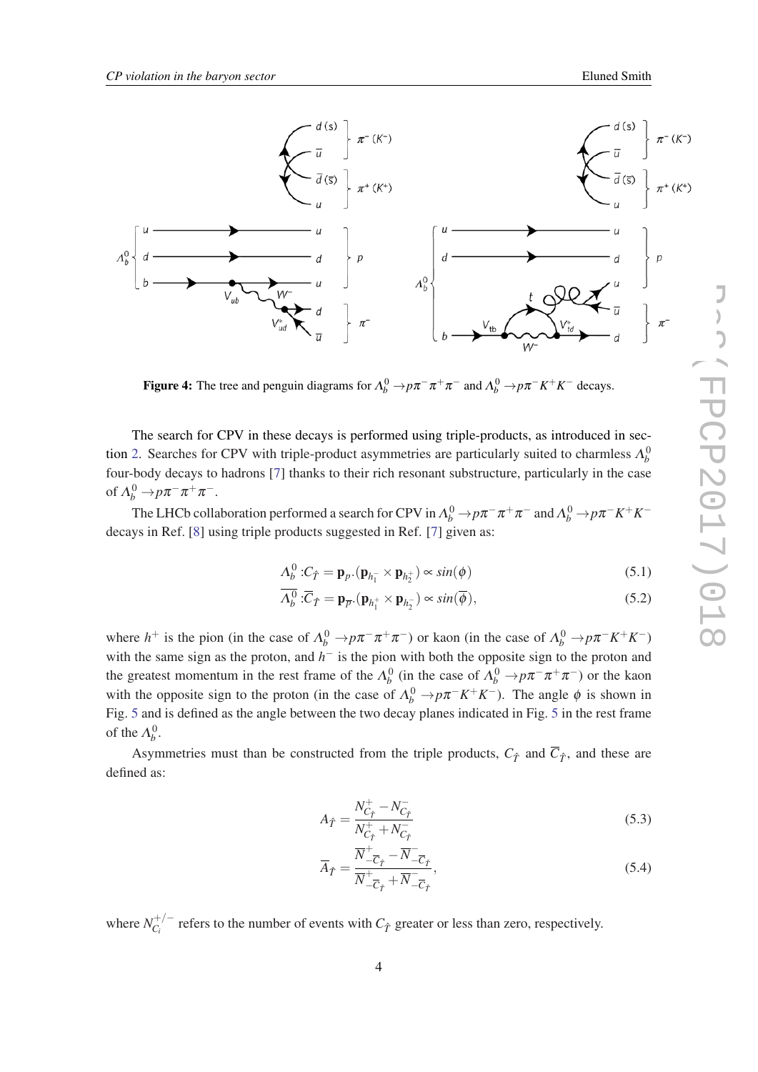**Figure 4:** The tree and penguin diagrams for $\Lambda_b^0 \to p\pi^-\pi^+\pi^-$ and $\Lambda_b^0 \to p\pi^-K^+K^-$ decays.

The search for CPV in these decays is performed using triple-products, as introduced in section 2. Searches for CPV with triple-product asymmetries are particularly suited to charmless $\Lambda_b^0$ four-body decays to hadrons [7] thanks to their rich resonant substructure, particularly in the case of $\Lambda_b^0 \to p\pi^-\pi^+\pi^-$.

The LHCb collaboration performed a search for CPV in $\Lambda_b^0 \to p\pi^-\pi^+\pi^-$ and $\Lambda_b^0 \to p\pi^-K^+K^-$ decays in Ref. [8] using triple products suggested in Ref. [7] given as:

$$\Lambda_b^0 : C_{\hat{T}} = \mathbf{p}_p . (\mathbf{p}_{h_1^-} \times \mathbf{p}_{h_2^+}) \propto sin(\phi) \tag{5.1}$$

$$\overline{\Lambda_b^0} : \overline{C}_{\hat{T}} = \mathbf{p}_{\overline{p}} . (\mathbf{p}_{h_1^+} \times \mathbf{p}_{h_2^-}) \propto sin(\overline{\phi}), \tag{5.2}$$

where $h^+$ is the pion (in the case of $\Lambda_b^0 \to p\pi^-\pi^+\pi^-$) or kaon (in the case of $\Lambda_b^0 \to p\pi^-K^+K^-$) with the same sign as the proton, and $h^-$ is the pion with both the opposite sign to the proton and the greatest momentum in the rest frame of the $\Lambda_b^0$ (in the case of $\Lambda_b^0 \to p\pi^-\pi^+\pi^-$) or the kaon with the opposite sign to the proton (in the case of $\Lambda_b^0 \to p\pi^-K^+K^-$). The angle $\phi$ is shown in Fig. 5 and is defined as the angle between the two decay planes indicated in Fig. 5 in the rest frame of the $\Lambda_b^0$.

Asymmetries must than be constructed from the triple products, $C_{\hat{T}}$ and $\overline{C}_{\hat{T}}$, and these are defined as:

$$A_{\hat{T}} = \frac{N^+_{C_{\hat{T}}} - N^-_{C_{\hat{T}}}}{N^+_{C_{\hat{T}}} + N^-_{C_{\hat{T}}}} \tag{5.3}$$

$$\overline{A}_{\hat{T}} = \frac{\overline{N}^+_{-\overline{C}_{\hat{T}}} - \overline{N}^-_{-\overline{C}_{\hat{T}}}}{\overline{N}^+_{-\overline{C}_{\hat{T}}} + \overline{N}^-_{-\overline{C}_{\hat{T}}}}, \tag{5.4}$$

where $N^{+/-}_{C_i}$ refers to the number of events with $C_{\hat{T}}$ greater or less than zero, respectively.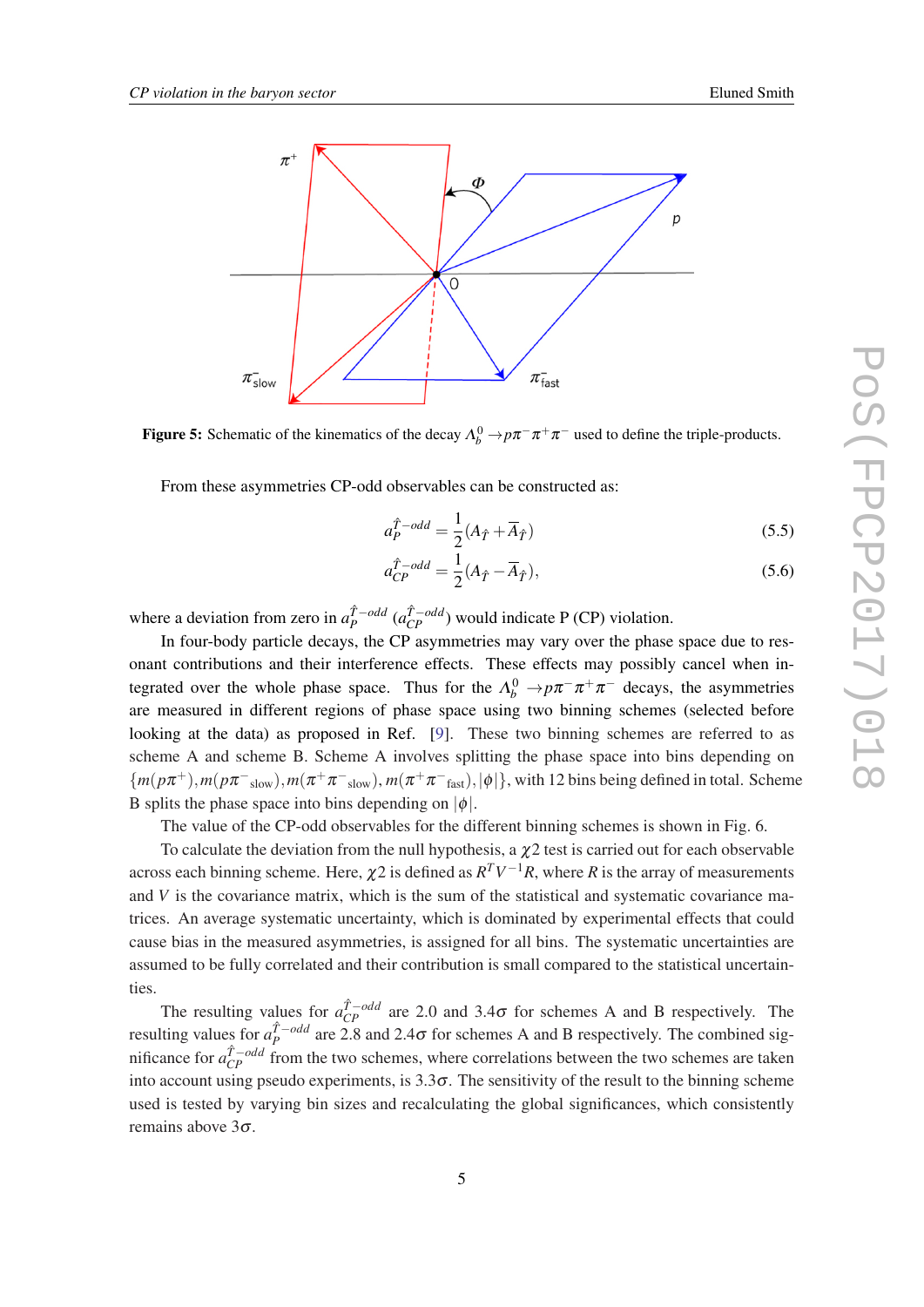**Figure 5:** Schematic of the kinematics of the decay $\Lambda_b^0 \to p\pi^-\pi^+\pi^-$ used to define the triple-products.

From these asymmetries CP-odd observables can be constructed as:

$$a_P^{\hat{T}-odd} = \frac{1}{2}(A_{\hat{T}} + \overline{A}_{\hat{T}}) \tag{5.5}$$

$$a_{CP}^{\hat{T}-odd} = \frac{1}{2}(A_{\hat{T}} - \overline{A}_{\hat{T}}), \tag{5.6}$$

where a deviation from zero in $a_P^{\hat{T}-odd}$ ($a_{CP}^{\hat{T}-odd}$) would indicate P (CP) violation.

In four-body particle decays, the CP asymmetries may vary over the phase space due to resonant contributions and their interference effects. These effects may possibly cancel when integrated over the whole phase space. Thus for the $\Lambda_b^0 \to p\pi^-\pi^+\pi^-$ decays, the asymmetries are measured in different regions of phase space using two binning schemes (selected before looking at the data) as proposed in Ref. [9]. These two binning schemes are referred to as scheme A and scheme B. Scheme A involves splitting the phase space into bins depending on $\{m(p\pi^+), m(p\pi^-{}_{\text{slow}}), m(\pi^+\pi^-{}_{\text{slow}}), m(\pi^+\pi^-{}_{\text{fast}}), |\phi|\}$, with 12 bins being defined in total. Scheme B splits the phase space into bins depending on $|\phi|$.

The value of the CP-odd observables for the different binning schemes is shown in Fig. 6.

To calculate the deviation from the null hypothesis, a $\chi 2$ test is carried out for each observable across each binning scheme. Here, $\chi 2$ is defined as $R^T V^{-1} R$, where $R$ is the array of measurements and $V$ is the covariance matrix, which is the sum of the statistical and systematic covariance matrices. An average systematic uncertainty, which is dominated by experimental effects that could cause bias in the measured asymmetries, is assigned for all bins. The systematic uncertainties are assumed to be fully correlated and their contribution is small compared to the statistical uncertainties.

The resulting values for $a_{CP}^{\hat{T}-odd}$ are 2.0 and 3.4$\sigma$ for schemes A and B respectively. The resulting values for $a_P^{\hat{T}-odd}$ are 2.8 and 2.4$\sigma$ for schemes A and B respectively. The combined significance for $a_{CP}^{\hat{T}-odd}$ from the two schemes, where correlations between the two schemes are taken into account using pseudo experiments, is 3.3$\sigma$. The sensitivity of the result to the binning scheme used is tested by varying bin sizes and recalculating the global significances, which consistently remains above 3$\sigma$.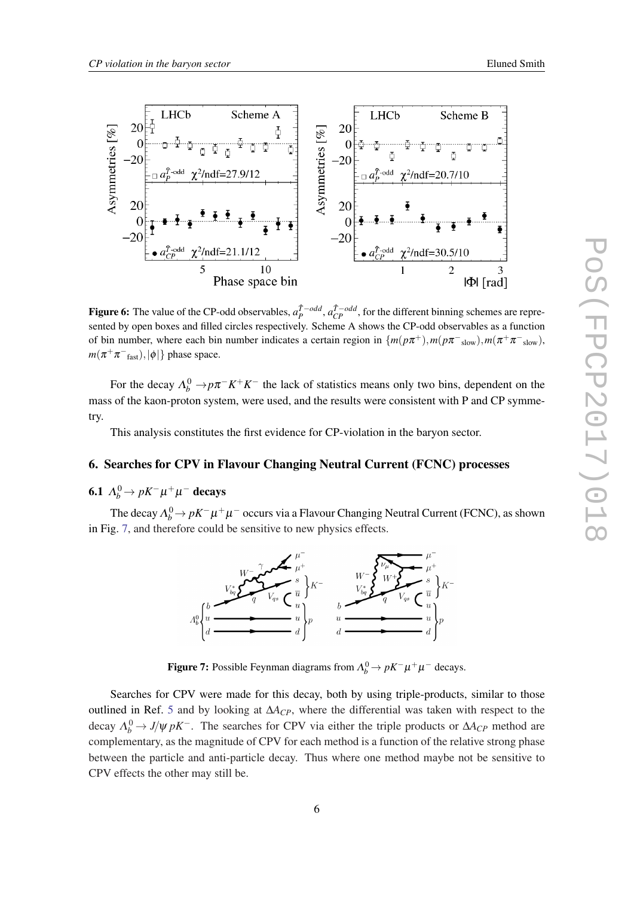**Figure 6:** The value of the CP-odd observables, $a_P^{\hat{T}-odd}$, $a_{CP}^{\hat{T}-odd}$, for the different binning schemes are represented by open boxes and filled circles respectively. Scheme A shows the CP-odd observables as a function of bin number, where each bin number indicates a certain region in $\{m(p\pi^+), m(p\pi^-{}_{\text{slow}}), m(\pi^+\pi^-{}_{\text{slow}}), m(\pi^+\pi^-{}_{\text{fast}}), |\phi|\}$ phase space.

For the decay $\Lambda_b^0 \to p\pi^- K^+ K^-$ the lack of statistics means only two bins, dependent on the mass of the kaon-proton system, were used, and the results were consistent with P and CP symmetry.

This analysis constitutes the first evidence for CP-violation in the baryon sector.

## 6. Searches for CPV in Flavour Changing Neutral Current (FCNC) processes

### 6.1 $\Lambda_b^0 \to pK^-\mu^+\mu^-$ decays

The decay $\Lambda_b^0 \to pK^-\mu^+\mu^-$ occurs via a Flavour Changing Neutral Current (FCNC), as shown in Fig. 7, and therefore could be sensitive to new physics effects.

**Figure 7:** Possible Feynman diagrams from $\Lambda_b^0 \to pK^-\mu^+\mu^-$ decays.

Searches for CPV were made for this decay, both by using triple-products, similar to those outlined in Ref. 5 and by looking at $\Delta A_{CP}$, where the differential was taken with respect to the decay $\Lambda_b^0 \to J/\psi\, pK^-$. The searches for CPV via either the triple products or $\Delta A_{CP}$ method are complementary, as the magnitude of CPV for each method is a function of the relative strong phase between the particle and anti-particle decay. Thus where one method maybe not be sensitive to CPV effects the other may still be.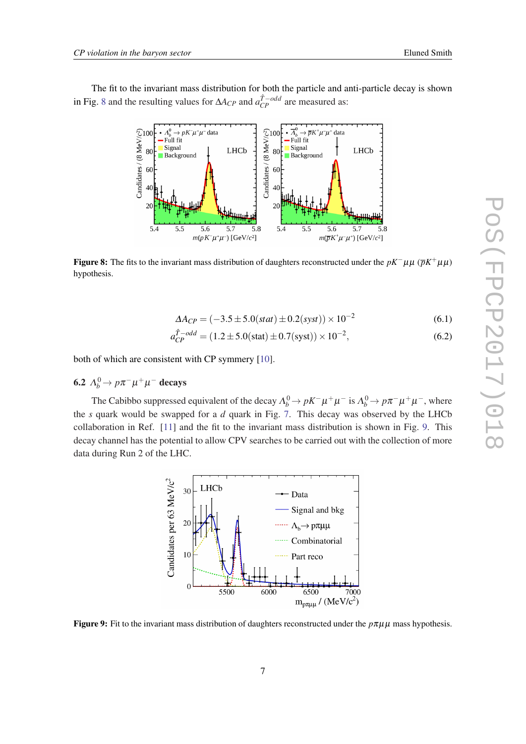The fit to the invariant mass distribution for both the particle and anti-particle decay is shown in Fig. 8 and the resulting values for $\Delta A_{CP}$ and $a_{CP}^{\hat{T}-odd}$ are measured as:

**Figure 8:** The fits to the invariant mass distribution of daughters reconstructed under the $pK^-\mu\mu$ ($\overline{p}K^+\mu\mu$) hypothesis.

$$\Delta A_{CP} = (-3.5 \pm 5.0(stat) \pm 0.2(syst)) \times 10^{-2} \tag{6.1}$$

$$a_{CP}^{\hat{T}-odd} = (1.2 \pm 5.0(\text{stat}) \pm 0.7(\text{syst})) \times 10^{-2}, \tag{6.2}$$

both of which are consistent with CP symmery [10].

### 6.2 $\Lambda_b^0 \to p\pi^-\mu^+\mu^-$ decays

The Cabibbo suppressed equivalent of the decay $\Lambda_b^0 \to pK^-\mu^+\mu^-$ is $\Lambda_b^0 \to p\pi^-\mu^+\mu^-$, where the $s$ quark would be swapped for a $d$ quark in Fig. 7. This decay was observed by the LHCb collaboration in Ref. [11] and the fit to the invariant mass distribution is shown in Fig. 9. This decay channel has the potential to allow CPV searches to be carried out with the collection of more data during Run 2 of the LHC.

**Figure 9:** Fit to the invariant mass distribution of daughters reconstructed under the $p\pi\mu\mu$ mass hypothesis.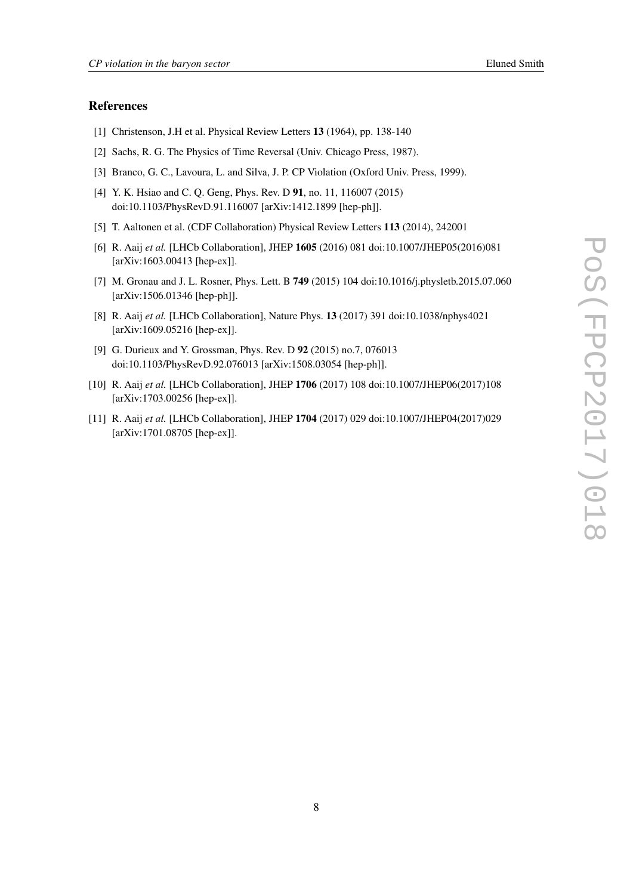## References

[1] Christenson, J.H et al. Physical Review Letters **13** (1964), pp. 138-140

[2] Sachs, R. G. The Physics of Time Reversal (Univ. Chicago Press, 1987).

[3] Branco, G. C., Lavoura, L. and Silva, J. P. CP Violation (Oxford Univ. Press, 1999).

[4] Y. K. Hsiao and C. Q. Geng, Phys. Rev. D **91**, no. 11, 116007 (2015) doi:10.1103/PhysRevD.91.116007 [arXiv:1412.1899 [hep-ph]].

[5] T. Aaltonen et al. (CDF Collaboration) Physical Review Letters **113** (2014), 242001

[6] R. Aaij *et al.* [LHCb Collaboration], JHEP **1605** (2016) 081 doi:10.1007/JHEP05(2016)081 [arXiv:1603.00413 [hep-ex]].

[7] M. Gronau and J. L. Rosner, Phys. Lett. B **749** (2015) 104 doi:10.1016/j.physletb.2015.07.060 [arXiv:1506.01346 [hep-ph]].

[8] R. Aaij *et al.* [LHCb Collaboration], Nature Phys. **13** (2017) 391 doi:10.1038/nphys4021 [arXiv:1609.05216 [hep-ex]].

[9] G. Durieux and Y. Grossman, Phys. Rev. D **92** (2015) no.7, 076013 doi:10.1103/PhysRevD.92.076013 [arXiv:1508.03054 [hep-ph]].

[10] R. Aaij *et al.* [LHCb Collaboration], JHEP **1706** (2017) 108 doi:10.1007/JHEP06(2017)108 [arXiv:1703.00256 [hep-ex]].

[11] R. Aaij *et al.* [LHCb Collaboration], JHEP **1704** (2017) 029 doi:10.1007/JHEP04(2017)029 [arXiv:1701.08705 [hep-ex]].